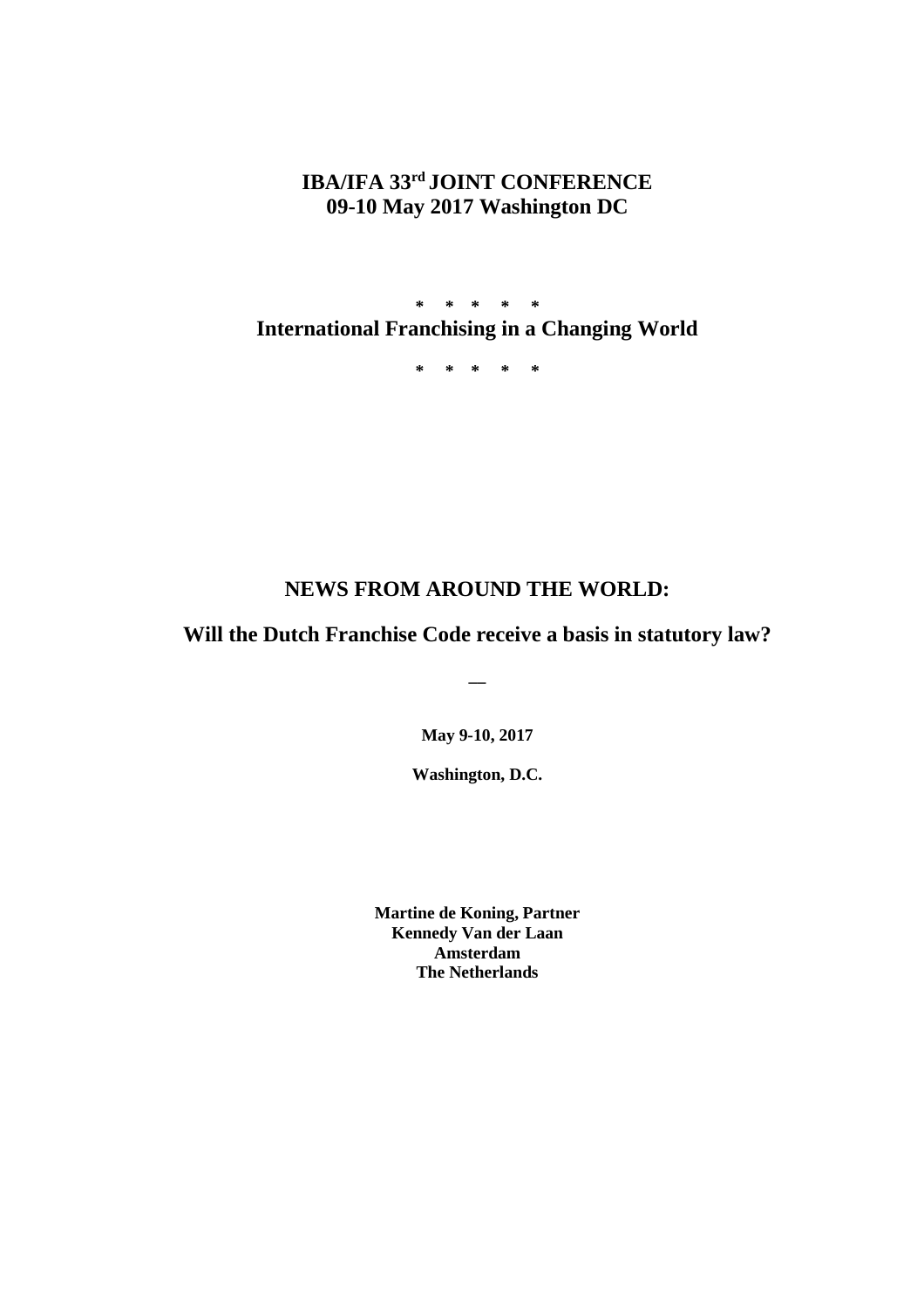**IBA/IFA 33rd JOINT CONFERENCE**
**09-10 May 2017 Washington DC**

\* \* \* \* \*

**International Franchising in a Changing World**

\* \* \* \* \*

# NEWS FROM AROUND THE WORLD:

## Will the Dutch Franchise Code receive a basis in statutory law?

—

**May 9-10, 2017**

**Washington, D.C.**

**Martine de Koning, Partner**
**Kennedy Van der Laan**
**Amsterdam**
**The Netherlands**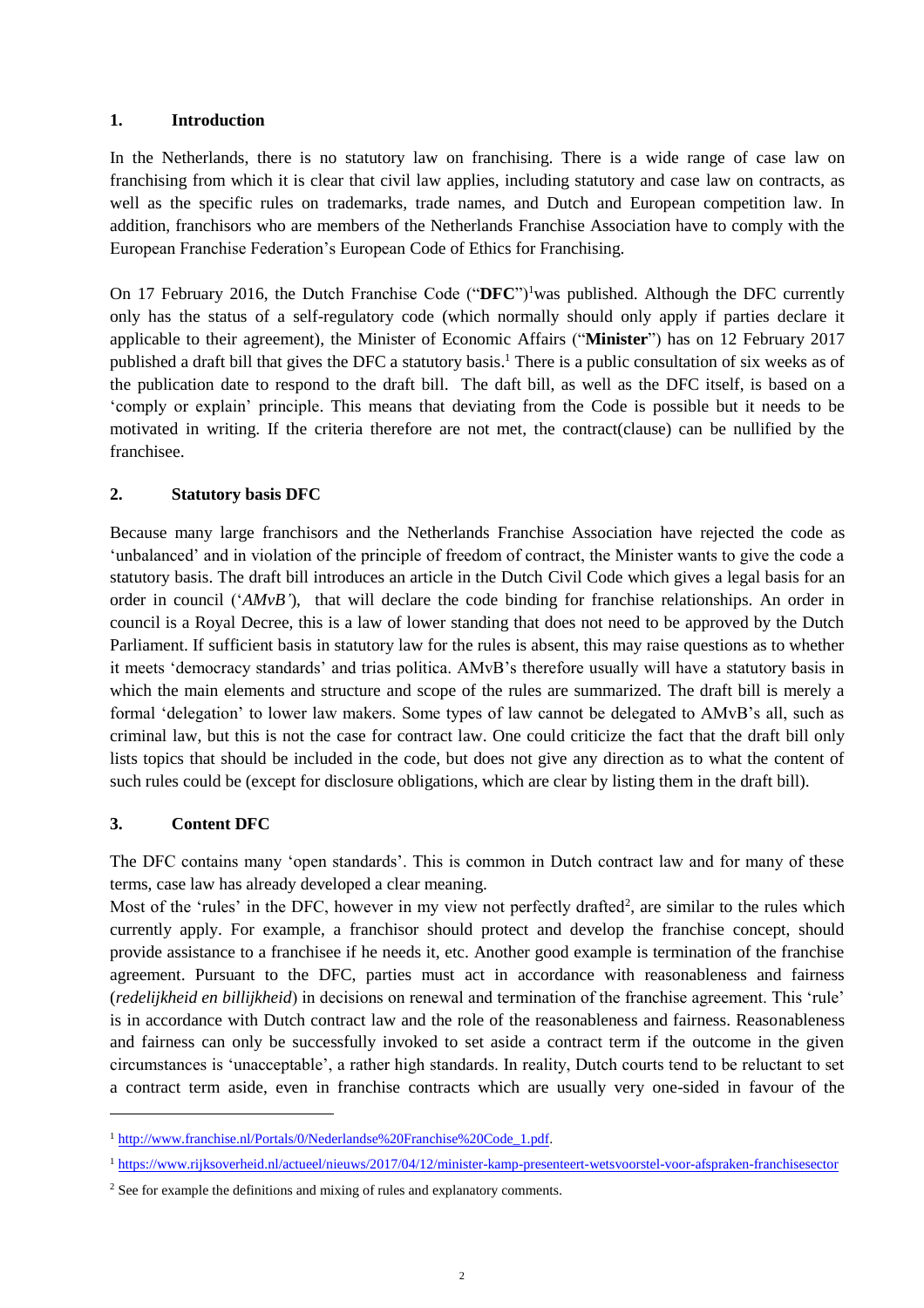## 1. Introduction

In the Netherlands, there is no statutory law on franchising. There is a wide range of case law on franchising from which it is clear that civil law applies, including statutory and case law on contracts, as well as the specific rules on trademarks, trade names, and Dutch and European competition law. In addition, franchisors who are members of the Netherlands Franchise Association have to comply with the European Franchise Federation's European Code of Ethics for Franchising.

On 17 February 2016, the Dutch Franchise Code ("**DFC**")[1]was published. Although the DFC currently only has the status of a self-regulatory code (which normally should only apply if parties declare it applicable to their agreement), the Minister of Economic Affairs ("**Minister**") has on 12 February 2017 published a draft bill that gives the DFC a statutory basis.[1] There is a public consultation of six weeks as of the publication date to respond to the draft bill. The daft bill, as well as the DFC itself, is based on a 'comply or explain' principle. This means that deviating from the Code is possible but it needs to be motivated in writing. If the criteria therefore are not met, the contract(clause) can be nullified by the franchisee.

## 2. Statutory basis DFC

Because many large franchisors and the Netherlands Franchise Association have rejected the code as 'unbalanced' and in violation of the principle of freedom of contract, the Minister wants to give the code a statutory basis. The draft bill introduces an article in the Dutch Civil Code which gives a legal basis for an order in council ('*AMvB'*), that will declare the code binding for franchise relationships. An order in council is a Royal Decree, this is a law of lower standing that does not need to be approved by the Dutch Parliament. If sufficient basis in statutory law for the rules is absent, this may raise questions as to whether it meets 'democracy standards' and trias politica. AMvB's therefore usually will have a statutory basis in which the main elements and structure and scope of the rules are summarized. The draft bill is merely a formal 'delegation' to lower law makers. Some types of law cannot be delegated to AMvB's all, such as criminal law, but this is not the case for contract law. One could criticize the fact that the draft bill only lists topics that should be included in the code, but does not give any direction as to what the content of such rules could be (except for disclosure obligations, which are clear by listing them in the draft bill).

## 3. Content DFC

The DFC contains many 'open standards'. This is common in Dutch contract law and for many of these terms, case law has already developed a clear meaning.

Most of the 'rules' in the DFC, however in my view not perfectly drafted[2], are similar to the rules which currently apply. For example, a franchisor should protect and develop the franchise concept, should provide assistance to a franchisee if he needs it, etc. Another good example is termination of the franchise agreement. Pursuant to the DFC, parties must act in accordance with reasonableness and fairness (*redelijkheid en billijkheid*) in decisions on renewal and termination of the franchise agreement. This 'rule' is in accordance with Dutch contract law and the role of the reasonableness and fairness. Reasonableness and fairness can only be successfully invoked to set aside a contract term if the outcome in the given circumstances is 'unacceptable', a rather high standards. In reality, Dutch courts tend to be reluctant to set a contract term aside, even in franchise contracts which are usually very one-sided in favour of the

---

[1] http://www.franchise.nl/Portals/0/Nederlandse%20Franchise%20Code_1.pdf.

[1] https://www.rijksoverheid.nl/actueel/nieuws/2017/04/12/minister-kamp-presenteert-wetsvoorstel-voor-afspraken-franchisesector

[2] See for example the definitions and mixing of rules and explanatory comments.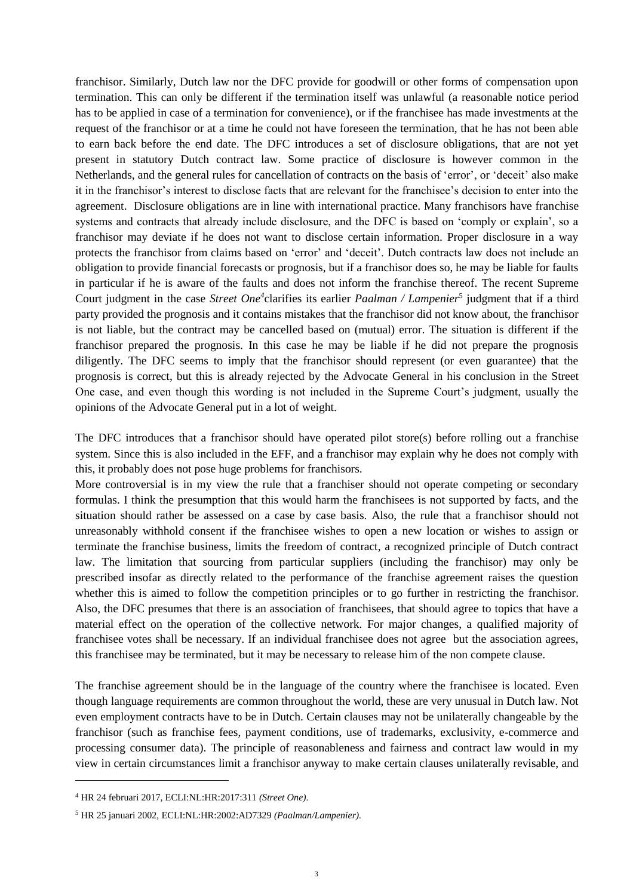franchisor. Similarly, Dutch law nor the DFC provide for goodwill or other forms of compensation upon termination. This can only be different if the termination itself was unlawful (a reasonable notice period has to be applied in case of a termination for convenience), or if the franchisee has made investments at the request of the franchisor or at a time he could not have foreseen the termination, that he has not been able to earn back before the end date. The DFC introduces a set of disclosure obligations, that are not yet present in statutory Dutch contract law. Some practice of disclosure is however common in the Netherlands, and the general rules for cancellation of contracts on the basis of 'error', or 'deceit' also make it in the franchisor's interest to disclose facts that are relevant for the franchisee's decision to enter into the agreement. Disclosure obligations are in line with international practice. Many franchisors have franchise systems and contracts that already include disclosure, and the DFC is based on 'comply or explain', so a franchisor may deviate if he does not want to disclose certain information. Proper disclosure in a way protects the franchisor from claims based on 'error' and 'deceit'. Dutch contracts law does not include an obligation to provide financial forecasts or prognosis, but if a franchisor does so, he may be liable for faults in particular if he is aware of the faults and does not inform the franchise thereof. The recent Supreme Court judgment in the case *Street One*[4] clarifies its earlier *Paalman / Lampenier*[5] judgment that if a third party provided the prognosis and it contains mistakes that the franchisor did not know about, the franchisor is not liable, but the contract may be cancelled based on (mutual) error. The situation is different if the franchisor prepared the prognosis. In this case he may be liable if he did not prepare the prognosis diligently. The DFC seems to imply that the franchisor should represent (or even guarantee) that the prognosis is correct, but this is already rejected by the Advocate General in his conclusion in the Street One case, and even though this wording is not included in the Supreme Court's judgment, usually the opinions of the Advocate General put in a lot of weight.

The DFC introduces that a franchisor should have operated pilot store(s) before rolling out a franchise system. Since this is also included in the EFF, and a franchisor may explain why he does not comply with this, it probably does not pose huge problems for franchisors.
More controversial is in my view the rule that a franchiser should not operate competing or secondary formulas. I think the presumption that this would harm the franchisees is not supported by facts, and the situation should rather be assessed on a case by case basis. Also, the rule that a franchisor should not unreasonably withhold consent if the franchisee wishes to open a new location or wishes to assign or terminate the franchise business, limits the freedom of contract, a recognized principle of Dutch contract law. The limitation that sourcing from particular suppliers (including the franchisor) may only be prescribed insofar as directly related to the performance of the franchise agreement raises the question whether this is aimed to follow the competition principles or to go further in restricting the franchisor. Also, the DFC presumes that there is an association of franchisees, that should agree to topics that have a material effect on the operation of the collective network. For major changes, a qualified majority of franchisee votes shall be necessary. If an individual franchisee does not agree but the association agrees, this franchisee may be terminated, but it may be necessary to release him of the non compete clause.

The franchise agreement should be in the language of the country where the franchisee is located. Even though language requirements are common throughout the world, these are very unusual in Dutch law. Not even employment contracts have to be in Dutch. Certain clauses may not be unilaterally changeable by the franchisor (such as franchise fees, payment conditions, use of trademarks, exclusivity, e-commerce and processing consumer data). The principle of reasonableness and fairness and contract law would in my view in certain circumstances limit a franchisor anyway to make certain clauses unilaterally revisable, and

---

[4] HR 24 februari 2017, ECLI:NL:HR:2017:311 *(Street One)*.

[5] HR 25 januari 2002, ECLI:NL:HR:2002:AD7329 *(Paalman/Lampenier)*.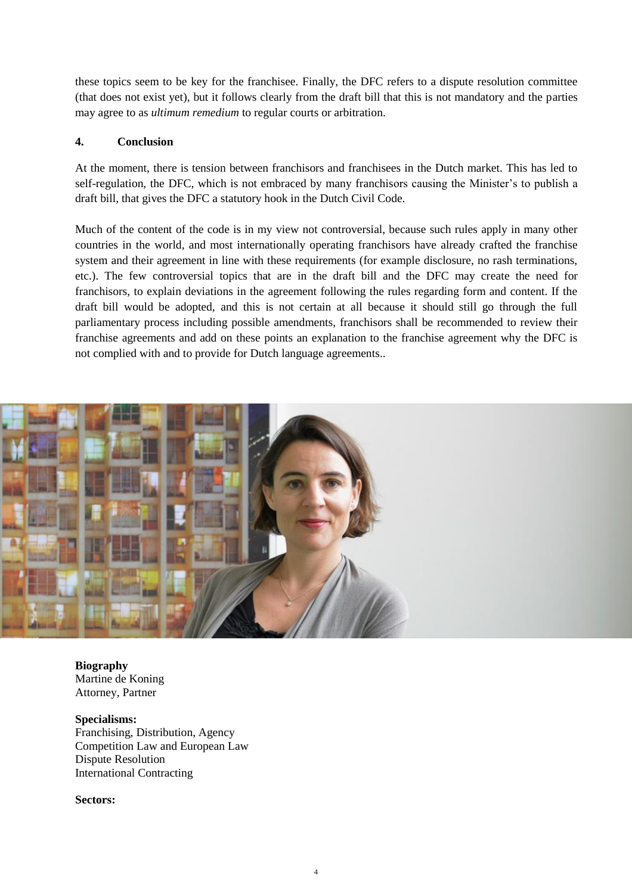these topics seem to be key for the franchisee. Finally, the DFC refers to a dispute resolution committee (that does not exist yet), but it follows clearly from the draft bill that this is not mandatory and the parties may agree to as *ultimum remedium* to regular courts or arbitration.

## 4. Conclusion

At the moment, there is tension between franchisors and franchisees in the Dutch market. This has led to self-regulation, the DFC, which is not embraced by many franchisors causing the Minister's to publish a draft bill, that gives the DFC a statutory hook in the Dutch Civil Code.

Much of the content of the code is in my view not controversial, because such rules apply in many other countries in the world, and most internationally operating franchisors have already crafted the franchise system and their agreement in line with these requirements (for example disclosure, no rash terminations, etc.). The few controversial topics that are in the draft bill and the DFC may create the need for franchisors, to explain deviations in the agreement following the rules regarding form and content. If the draft bill would be adopted, and this is not certain at all because it should still go through the full parliamentary process including possible amendments, franchisors shall be recommended to review their franchise agreements and add on these points an explanation to the franchise agreement why the DFC is not complied with and to provide for Dutch language agreements..

**Biography**
Martine de Koning
Attorney, Partner

**Specialisms:**
Franchising, Distribution, Agency
Competition Law and European Law
Dispute Resolution
International Contracting

**Sectors:**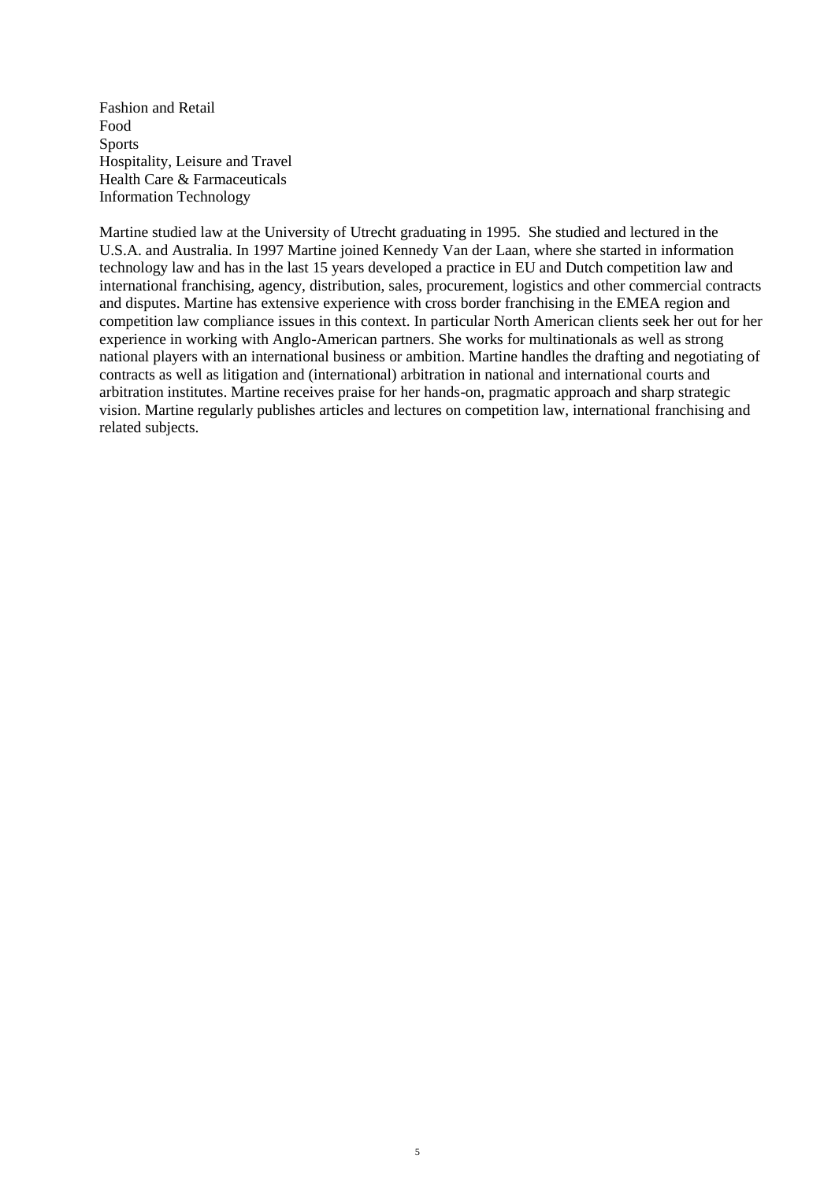Fashion and Retail
Food
Sports
Hospitality, Leisure and Travel
Health Care & Farmaceuticals
Information Technology

Martine studied law at the University of Utrecht graduating in 1995. She studied and lectured in the U.S.A. and Australia. In 1997 Martine joined Kennedy Van der Laan, where she started in information technology law and has in the last 15 years developed a practice in EU and Dutch competition law and international franchising, agency, distribution, sales, procurement, logistics and other commercial contracts and disputes. Martine has extensive experience with cross border franchising in the EMEA region and competition law compliance issues in this context. In particular North American clients seek her out for her experience in working with Anglo-American partners. She works for multinationals as well as strong national players with an international business or ambition. Martine handles the drafting and negotiating of contracts as well as litigation and (international) arbitration in national and international courts and arbitration institutes. Martine receives praise for her hands-on, pragmatic approach and sharp strategic vision. Martine regularly publishes articles and lectures on competition law, international franchising and related subjects.